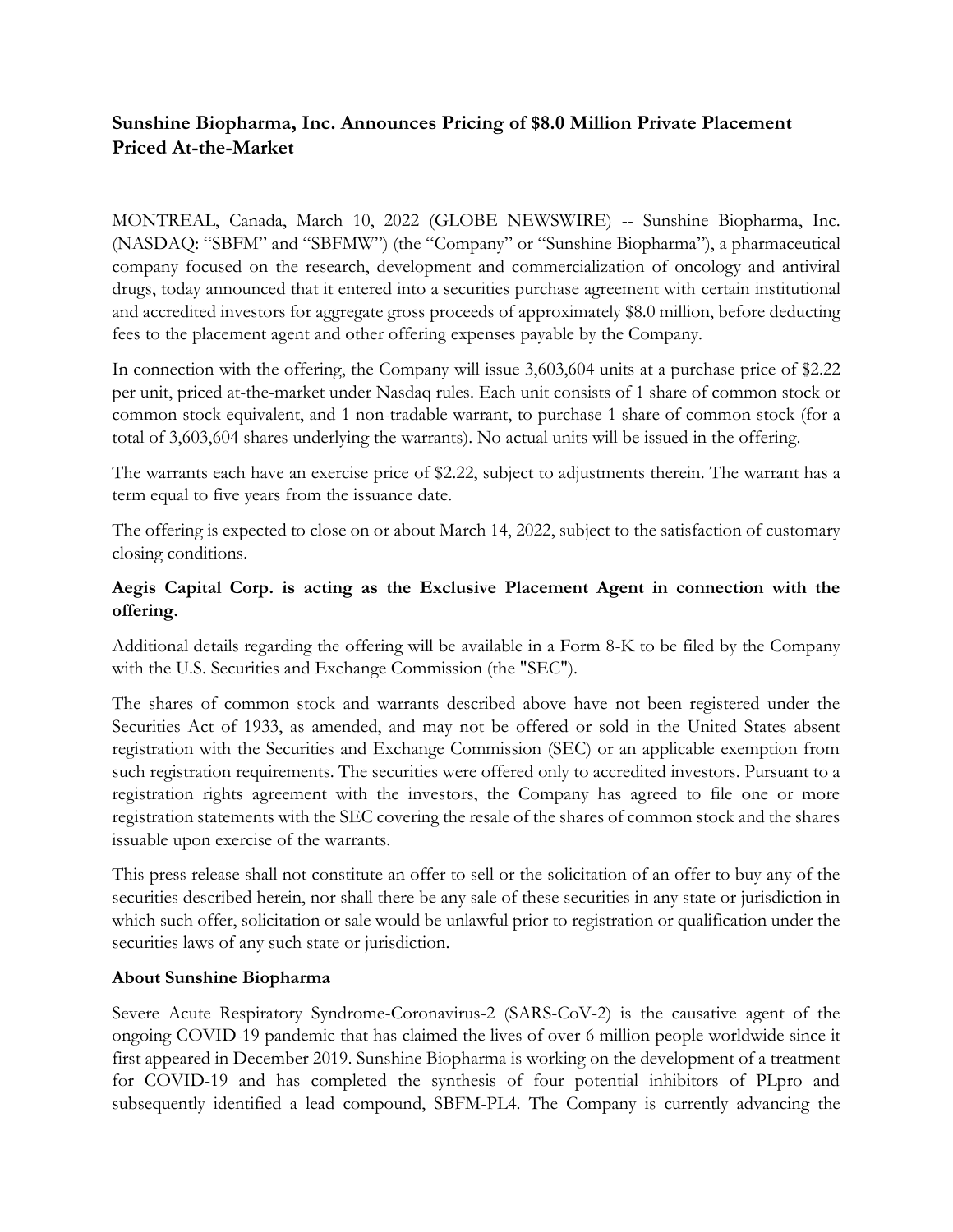# Sunshine Biopharma, Inc. Announces Pricing of $8.0 Million Private Placement Priced At-the-Market

MONTREAL, Canada, March 10, 2022 (GLOBE NEWSWIRE) -- Sunshine Biopharma, Inc. (NASDAQ: "SBFM" and "SBFMW") (the "Company" or "Sunshine Biopharma"), a pharmaceutical company focused on the research, development and commercialization of oncology and antiviral drugs, today announced that it entered into a securities purchase agreement with certain institutional and accredited investors for aggregate gross proceeds of approximately $8.0 million, before deducting fees to the placement agent and other offering expenses payable by the Company.

In connection with the offering, the Company will issue 3,603,604 units at a purchase price of $2.22 per unit, priced at-the-market under Nasdaq rules. Each unit consists of 1 share of common stock or common stock equivalent, and 1 non-tradable warrant, to purchase 1 share of common stock (for a total of 3,603,604 shares underlying the warrants). No actual units will be issued in the offering.

The warrants each have an exercise price of $2.22, subject to adjustments therein. The warrant has a term equal to five years from the issuance date.

The offering is expected to close on or about March 14, 2022, subject to the satisfaction of customary closing conditions.

**Aegis Capital Corp. is acting as the Exclusive Placement Agent in connection with the offering.**

Additional details regarding the offering will be available in a Form 8-K to be filed by the Company with the U.S. Securities and Exchange Commission (the "SEC").

The shares of common stock and warrants described above have not been registered under the Securities Act of 1933, as amended, and may not be offered or sold in the United States absent registration with the Securities and Exchange Commission (SEC) or an applicable exemption from such registration requirements. The securities were offered only to accredited investors. Pursuant to a registration rights agreement with the investors, the Company has agreed to file one or more registration statements with the SEC covering the resale of the shares of common stock and the shares issuable upon exercise of the warrants.

This press release shall not constitute an offer to sell or the solicitation of an offer to buy any of the securities described herein, nor shall there be any sale of these securities in any state or jurisdiction in which such offer, solicitation or sale would be unlawful prior to registration or qualification under the securities laws of any such state or jurisdiction.

**About Sunshine Biopharma**

Severe Acute Respiratory Syndrome-Coronavirus-2 (SARS-CoV-2) is the causative agent of the ongoing COVID-19 pandemic that has claimed the lives of over 6 million people worldwide since it first appeared in December 2019. Sunshine Biopharma is working on the development of a treatment for COVID-19 and has completed the synthesis of four potential inhibitors of PLpro and subsequently identified a lead compound, SBFM-PL4. The Company is currently advancing the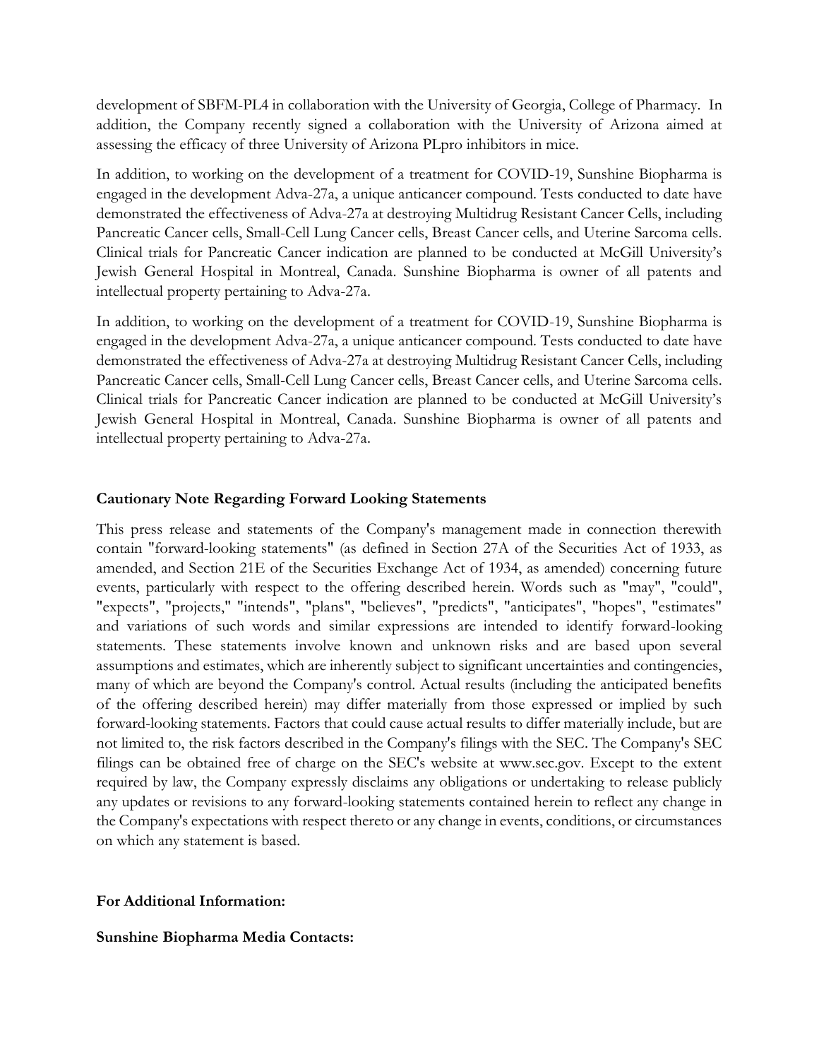development of SBFM-PL4 in collaboration with the University of Georgia, College of Pharmacy. In addition, the Company recently signed a collaboration with the University of Arizona aimed at assessing the efficacy of three University of Arizona PLpro inhibitors in mice.

In addition, to working on the development of a treatment for COVID-19, Sunshine Biopharma is engaged in the development Adva-27a, a unique anticancer compound. Tests conducted to date have demonstrated the effectiveness of Adva-27a at destroying Multidrug Resistant Cancer Cells, including Pancreatic Cancer cells, Small-Cell Lung Cancer cells, Breast Cancer cells, and Uterine Sarcoma cells. Clinical trials for Pancreatic Cancer indication are planned to be conducted at McGill University's Jewish General Hospital in Montreal, Canada. Sunshine Biopharma is owner of all patents and intellectual property pertaining to Adva-27a.

In addition, to working on the development of a treatment for COVID-19, Sunshine Biopharma is engaged in the development Adva-27a, a unique anticancer compound. Tests conducted to date have demonstrated the effectiveness of Adva-27a at destroying Multidrug Resistant Cancer Cells, including Pancreatic Cancer cells, Small-Cell Lung Cancer cells, Breast Cancer cells, and Uterine Sarcoma cells. Clinical trials for Pancreatic Cancer indication are planned to be conducted at McGill University's Jewish General Hospital in Montreal, Canada. Sunshine Biopharma is owner of all patents and intellectual property pertaining to Adva-27a.

**Cautionary Note Regarding Forward Looking Statements**

This press release and statements of the Company's management made in connection therewith contain "forward-looking statements" (as defined in Section 27A of the Securities Act of 1933, as amended, and Section 21E of the Securities Exchange Act of 1934, as amended) concerning future events, particularly with respect to the offering described herein. Words such as "may", "could", "expects", "projects," "intends", "plans", "believes", "predicts", "anticipates", "hopes", "estimates" and variations of such words and similar expressions are intended to identify forward-looking statements. These statements involve known and unknown risks and are based upon several assumptions and estimates, which are inherently subject to significant uncertainties and contingencies, many of which are beyond the Company's control. Actual results (including the anticipated benefits of the offering described herein) may differ materially from those expressed or implied by such forward-looking statements. Factors that could cause actual results to differ materially include, but are not limited to, the risk factors described in the Company's filings with the SEC. The Company's SEC filings can be obtained free of charge on the SEC's website at www.sec.gov. Except to the extent required by law, the Company expressly disclaims any obligations or undertaking to release publicly any updates or revisions to any forward-looking statements contained herein to reflect any change in the Company's expectations with respect thereto or any change in events, conditions, or circumstances on which any statement is based.

**For Additional Information:**

**Sunshine Biopharma Media Contacts:**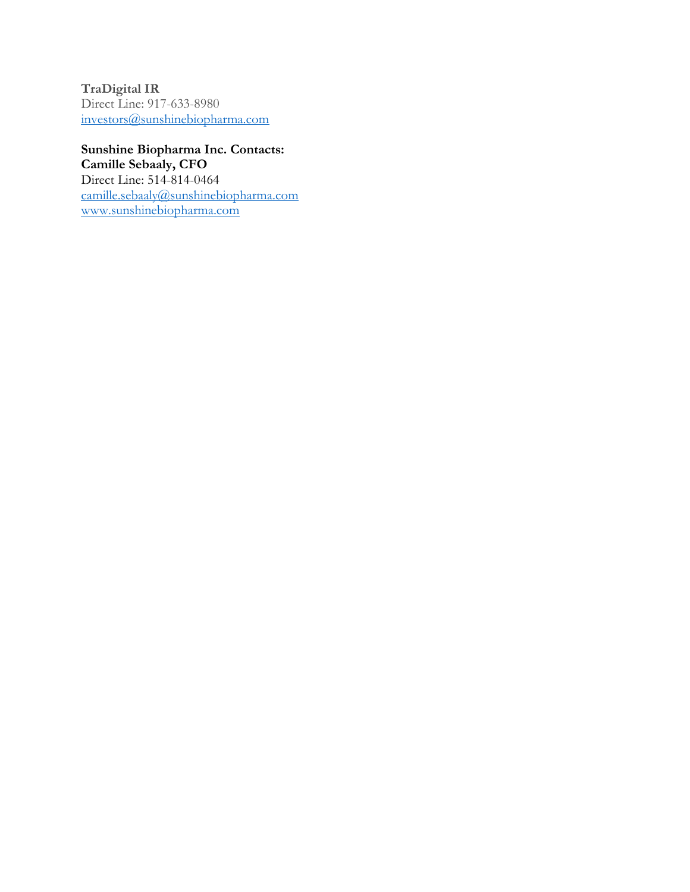**TraDigital IR**
Direct Line: 917-633-8980
investors@sunshinebiopharma.com

**Sunshine Biopharma Inc. Contacts:**
**Camille Sebaaly, CFO**
Direct Line: 514-814-0464
camille.sebaaly@sunshinebiopharma.com
www.sunshinebiopharma.com